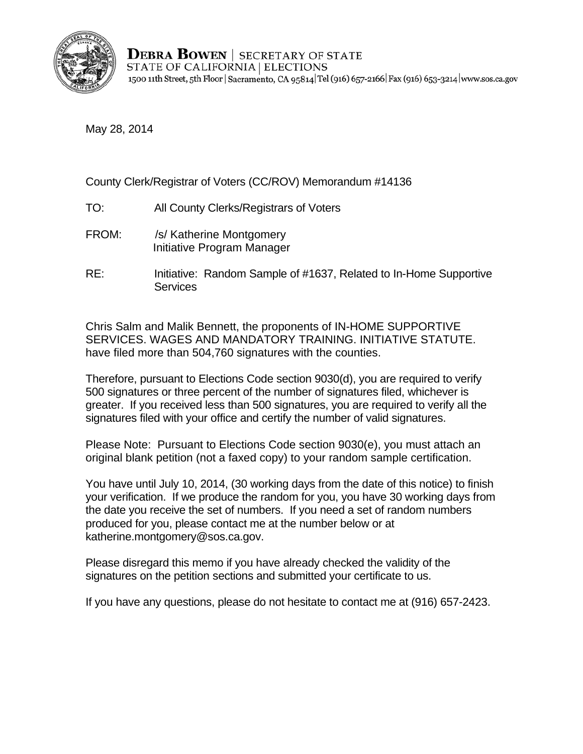**DEBRA BOWEN** | SECRETARY OF STATE
STATE OF CALIFORNIA | ELECTIONS
1500 11th Street, 5th Floor | Sacramento, CA 95814 | Tel (916) 657-2166 | Fax (916) 653-3214 | www.sos.ca.gov

May 28, 2014

County Clerk/Registrar of Voters (CC/ROV) Memorandum #14136

TO: All County Clerks/Registrars of Voters

FROM: /s/ Katherine Montgomery
Initiative Program Manager

RE: Initiative: Random Sample of #1637, Related to In-Home Supportive Services

Chris Salm and Malik Bennett, the proponents of IN-HOME SUPPORTIVE SERVICES. WAGES AND MANDATORY TRAINING. INITIATIVE STATUTE. have filed more than 504,760 signatures with the counties.

Therefore, pursuant to Elections Code section 9030(d), you are required to verify 500 signatures or three percent of the number of signatures filed, whichever is greater. If you received less than 500 signatures, you are required to verify all the signatures filed with your office and certify the number of valid signatures.

Please Note: Pursuant to Elections Code section 9030(e), you must attach an original blank petition (not a faxed copy) to your random sample certification.

You have until July 10, 2014, (30 working days from the date of this notice) to finish your verification. If we produce the random for you, you have 30 working days from the date you receive the set of numbers. If you need a set of random numbers produced for you, please contact me at the number below or at katherine.montgomery@sos.ca.gov.

Please disregard this memo if you have already checked the validity of the signatures on the petition sections and submitted your certificate to us.

If you have any questions, please do not hesitate to contact me at (916) 657-2423.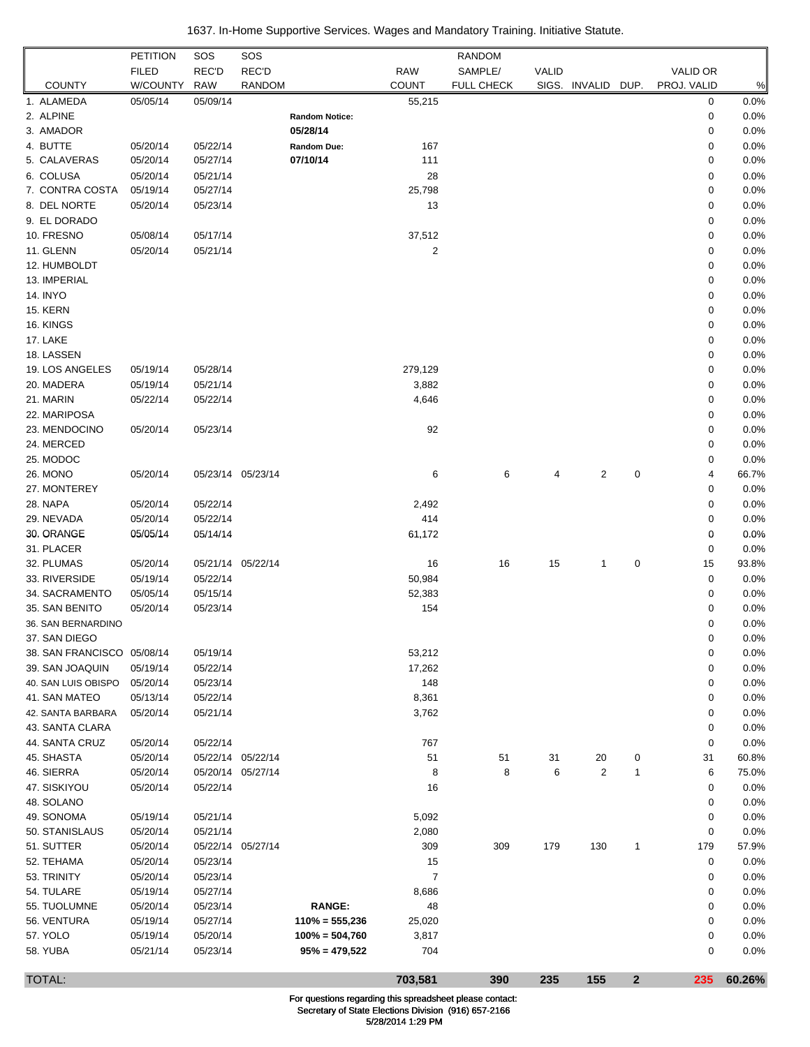1637. In-Home Supportive Services. Wages and Mandatory Training. Initiative Statute.

| COUNTY | PETITION FILED W/COUNTY | SOS REC'D RAW | SOS REC'D RANDOM | | RAW COUNT | RANDOM SAMPLE/ FULL CHECK | VALID SIGS. | INVALID | DUP. | VALID OR PROJ. VALID | % |
|---|---|---|---|---|---|---|---|---|---|---|---|
| 1. ALAMEDA | 05/05/14 | 05/09/14 | | | 55,215 | | | | | 0 | 0.0% |
| 2. ALPINE | | | | **Random Notice:** | | | | | | 0 | 0.0% |
| 3. AMADOR | | | | **05/28/14** | | | | | | 0 | 0.0% |
| 4. BUTTE | 05/20/14 | 05/22/14 | | **Random Due:** | 167 | | | | | 0 | 0.0% |
| 5. CALAVERAS | 05/20/14 | 05/27/14 | | **07/10/14** | 111 | | | | | 0 | 0.0% |
| 6. COLUSA | 05/20/14 | 05/21/14 | | | 28 | | | | | 0 | 0.0% |
| 7. CONTRA COSTA | 05/19/14 | 05/27/14 | | | 25,798 | | | | | 0 | 0.0% |
| 8. DEL NORTE | 05/20/14 | 05/23/14 | | | 13 | | | | | 0 | 0.0% |
| 9. EL DORADO | | | | | | | | | | 0 | 0.0% |
| 10. FRESNO | 05/08/14 | 05/17/14 | | | 37,512 | | | | | 0 | 0.0% |
| 11. GLENN | 05/20/14 | 05/21/14 | | | 2 | | | | | 0 | 0.0% |
| 12. HUMBOLDT | | | | | | | | | | 0 | 0.0% |
| 13. IMPERIAL | | | | | | | | | | 0 | 0.0% |
| 14. INYO | | | | | | | | | | 0 | 0.0% |
| 15. KERN | | | | | | | | | | 0 | 0.0% |
| 16. KINGS | | | | | | | | | | 0 | 0.0% |
| 17. LAKE | | | | | | | | | | 0 | 0.0% |
| 18. LASSEN | | | | | | | | | | 0 | 0.0% |
| 19. LOS ANGELES | 05/19/14 | 05/28/14 | | | 279,129 | | | | | 0 | 0.0% |
| 20. MADERA | 05/19/14 | 05/21/14 | | | 3,882 | | | | | 0 | 0.0% |
| 21. MARIN | 05/22/14 | 05/22/14 | | | 4,646 | | | | | 0 | 0.0% |
| 22. MARIPOSA | | | | | | | | | | 0 | 0.0% |
| 23. MENDOCINO | 05/20/14 | 05/23/14 | | | 92 | | | | | 0 | 0.0% |
| 24. MERCED | | | | | | | | | | 0 | 0.0% |
| 25. MODOC | | | | | | | | | | 0 | 0.0% |
| 26. MONO | 05/20/14 | 05/23/14 | 05/23/14 | | 6 | 6 | 4 | 2 | 0 | 4 | 66.7% |
| 27. MONTEREY | | | | | | | | | | 0 | 0.0% |
| 28. NAPA | 05/20/14 | 05/22/14 | | | 2,492 | | | | | 0 | 0.0% |
| 29. NEVADA | 05/20/14 | 05/22/14 | | | 414 | | | | | 0 | 0.0% |
| 30. ORANGE | 05/05/14 | 05/14/14 | | | 61,172 | | | | | 0 | 0.0% |
| 31. PLACER | | | | | | | | | | 0 | 0.0% |
| 32. PLUMAS | 05/20/14 | 05/21/14 | 05/22/14 | | 16 | 16 | 15 | 1 | 0 | 15 | 93.8% |
| 33. RIVERSIDE | 05/19/14 | 05/22/14 | | | 50,984 | | | | | 0 | 0.0% |
| 34. SACRAMENTO | 05/05/14 | 05/15/14 | | | 52,383 | | | | | 0 | 0.0% |
| 35. SAN BENITO | 05/20/14 | 05/23/14 | | | 154 | | | | | 0 | 0.0% |
| 36. SAN BERNARDINO | | | | | | | | | | 0 | 0.0% |
| 37. SAN DIEGO | | | | | | | | | | 0 | 0.0% |
| 38. SAN FRANCISCO | 05/08/14 | 05/19/14 | | | 53,212 | | | | | 0 | 0.0% |
| 39. SAN JOAQUIN | 05/19/14 | 05/22/14 | | | 17,262 | | | | | 0 | 0.0% |
| 40. SAN LUIS OBISPO | 05/20/14 | 05/23/14 | | | 148 | | | | | 0 | 0.0% |
| 41. SAN MATEO | 05/13/14 | 05/22/14 | | | 8,361 | | | | | 0 | 0.0% |
| 42. SANTA BARBARA | 05/20/14 | 05/21/14 | | | 3,762 | | | | | 0 | 0.0% |
| 43. SANTA CLARA | | | | | | | | | | 0 | 0.0% |
| 44. SANTA CRUZ | 05/20/14 | 05/22/14 | | | 767 | | | | | 0 | 0.0% |
| 45. SHASTA | 05/20/14 | 05/22/14 | 05/22/14 | | 51 | 51 | 31 | 20 | 0 | 31 | 60.8% |
| 46. SIERRA | 05/20/14 | 05/20/14 | 05/27/14 | | 8 | 8 | 6 | 2 | 1 | 6 | 75.0% |
| 47. SISKIYOU | 05/20/14 | 05/22/14 | | | 16 | | | | | 0 | 0.0% |
| 48. SOLANO | | | | | | | | | | 0 | 0.0% |
| 49. SONOMA | 05/19/14 | 05/21/14 | | | 5,092 | | | | | 0 | 0.0% |
| 50. STANISLAUS | 05/20/14 | 05/21/14 | | | 2,080 | | | | | 0 | 0.0% |
| 51. SUTTER | 05/20/14 | 05/22/14 | 05/27/14 | | 309 | 309 | 179 | 130 | 1 | 179 | 57.9% |
| 52. TEHAMA | 05/20/14 | 05/23/14 | | | 15 | | | | | 0 | 0.0% |
| 53. TRINITY | 05/20/14 | 05/23/14 | | | 7 | | | | | 0 | 0.0% |
| 54. TULARE | 05/19/14 | 05/27/14 | | | 8,686 | | | | | 0 | 0.0% |
| 55. TUOLUMNE | 05/20/14 | 05/23/14 | | **RANGE:** | 48 | | | | | 0 | 0.0% |
| 56. VENTURA | 05/19/14 | 05/27/14 | | **110% = 555,236** | 25,020 | | | | | 0 | 0.0% |
| 57. YOLO | 05/19/14 | 05/20/14 | | **100% = 504,760** | 3,817 | | | | | 0 | 0.0% |
| 58. YUBA | 05/21/14 | 05/23/14 | | **95% = 479,522** | 704 | | | | | 0 | 0.0% |
| TOTAL: | | | | | **703,581** | **390** | **235** | **155** | **2** | **235** | **60.26%** |

For questions regarding this spreadsheet please contact:
Secretary of State Elections Division (916) 657-2166
5/28/2014 1:29 PM